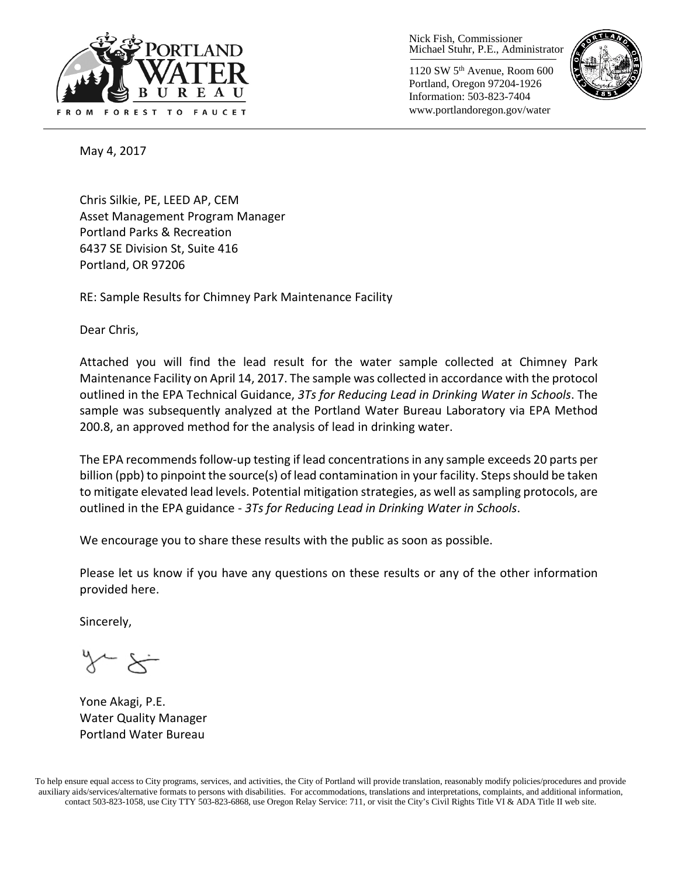PORTLAND WATER BUREAU
FROM FOREST TO FAUCET

Nick Fish, Commissioner
Michael Stuhr, P.E., Administrator

1120 SW 5th Avenue, Room 600
Portland, Oregon 97204-1926
Information: 503-823-7404
www.portlandoregon.gov/water

May 4, 2017

Chris Silkie, PE, LEED AP, CEM
Asset Management Program Manager
Portland Parks & Recreation
6437 SE Division St, Suite 416
Portland, OR 97206

RE: Sample Results for Chimney Park Maintenance Facility

Dear Chris,

Attached you will find the lead result for the water sample collected at Chimney Park Maintenance Facility on April 14, 2017. The sample was collected in accordance with the protocol outlined in the EPA Technical Guidance, *3Ts for Reducing Lead in Drinking Water in Schools*. The sample was subsequently analyzed at the Portland Water Bureau Laboratory via EPA Method 200.8, an approved method for the analysis of lead in drinking water.

The EPA recommends follow-up testing if lead concentrations in any sample exceeds 20 parts per billion (ppb) to pinpoint the source(s) of lead contamination in your facility. Steps should be taken to mitigate elevated lead levels. Potential mitigation strategies, as well as sampling protocols, are outlined in the EPA guidance - *3Ts for Reducing Lead in Drinking Water in Schools*.

We encourage you to share these results with the public as soon as possible.

Please let us know if you have any questions on these results or any of the other information provided here.

Sincerely,

Yone Akagi, P.E.
Water Quality Manager
Portland Water Bureau

To help ensure equal access to City programs, services, and activities, the City of Portland will provide translation, reasonably modify policies/procedures and provide auxiliary aids/services/alternative formats to persons with disabilities. For accommodations, translations and interpretations, complaints, and additional information, contact 503-823-1058, use City TTY 503-823-6868, use Oregon Relay Service: 711, or visit the City's Civil Rights Title VI & ADA Title II web site.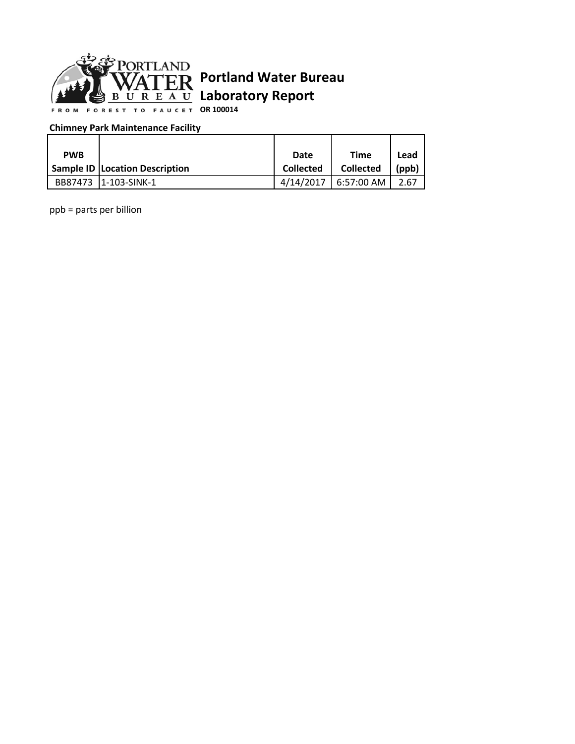# Portland Water Bureau Laboratory Report

PORTLAND WATER BUREAU

FROM FOREST TO FAUCET

**OR 100014**

**Chimney Park Maintenance Facility**

| PWB Sample ID | Location Description | Date Collected | Time Collected | Lead (ppb) |
|---|---|---|---|---|
| BB87473 | 1-103-SINK-1 | 4/14/2017 | 6:57:00 AM | 2.67 |

ppb = parts per billion